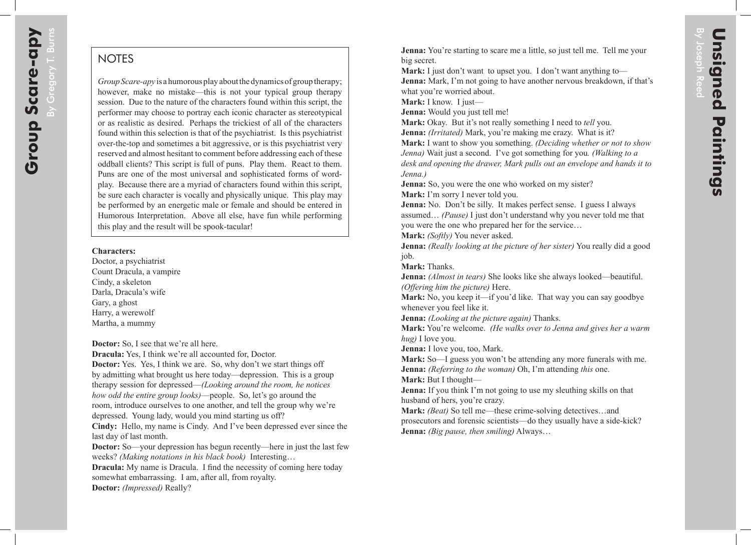# Group Scare-apy

By Gregory T. Burns

## NOTES

*Group Scare-apy* is a humorous play about the dynamics of group therapy; however, make no mistake—this is not your typical group therapy session. Due to the nature of the characters found within this script, the performer may choose to portray each iconic character as stereotypical or as realistic as desired. Perhaps the trickiest of all of the characters found within this selection is that of the psychiatrist. Is this psychiatrist over-the-top and sometimes a bit aggressive, or is this psychiatrist very reserved and almost hesitant to comment before addressing each of these oddball clients? This script is full of puns. Play them. React to them. Puns are one of the most universal and sophisticated forms of word-play. Because there are a myriad of characters found within this script, be sure each character is vocally and physically unique. This play may be performed by an energetic male or female and should be entered in Humorous Interpretation. Above all else, have fun while performing this play and the result will be spook-tacular!

**Characters:**

Doctor, a psychiatrist
Count Dracula, a vampire
Cindy, a skeleton
Darla, Dracula's wife
Gary, a ghost
Harry, a werewolf
Martha, a mummy

**Doctor:** So, I see that we're all here.
**Dracula:** Yes, I think we're all accounted for, Doctor.
**Doctor:** Yes. Yes, I think we are. So, why don't we start things off by admitting what brought us here today—depression. This is a group therapy session for depressed—*(Looking around the room, he notices how odd the entire group looks)*—people. So, let's go around the room, introduce ourselves to one another, and tell the group why we're depressed. Young lady, would you mind starting us off?
**Cindy:** Hello, my name is Cindy. And I've been depressed ever since the last day of last month.
**Doctor:** So—your depression has begun recently—here in just the last few weeks? *(Making notations in his black book)* Interesting…
**Dracula:** My name is Dracula. I find the necessity of coming here today somewhat embarrassing. I am, after all, from royalty.
**Doctor:** *(Impressed)* Really?

# Unsigned Paintings

By Joseph Reed

**Jenna:** You're starting to scare me a little, so just tell me. Tell me your big secret.
**Mark:** I just don't want to upset you. I don't want anything to—
**Jenna:** Mark, I'm not going to have another nervous breakdown, if that's what you're worried about.
**Mark:** I know. I just—
**Jenna:** Would you just tell me!
**Mark:** Okay. But it's not really something I need to *tell* you.
**Jenna:** *(Irritated)* Mark, you're making me crazy. What is it?
**Mark:** I want to show you something. *(Deciding whether or not to show Jenna)* Wait just a second. I've got something for you*. (Walking to a desk and opening the drawer, Mark pulls out an envelope and hands it to Jenna.)*
**Jenna:** So, you were the one who worked on my sister?
**Mark:** I'm sorry I never told you.
**Jenna:** No. Don't be silly. It makes perfect sense. I guess I always assumed… *(Pause)* I just don't understand why you never told me that you were the one who prepared her for the service…
**Mark:** *(Softly)* You never asked.
**Jenna:** *(Really looking at the picture of her sister)* You really did a good job.
**Mark:** Thanks.
**Jenna:** *(Almost in tears)* She looks like she always looked—beautiful. *(Offering him the picture)* Here.
**Mark:** No, you keep it—if you'd like. That way you can say goodbye whenever you feel like it.
**Jenna:** *(Looking at the picture again)* Thanks.
**Mark:** You're welcome. *(He walks over to Jenna and gives her a warm hug)* I love you.
**Jenna:** I love you, too, Mark.
**Mark:** So—I guess you won't be attending any more funerals with me.
**Jenna:** *(Referring to the woman)* Oh, I'm attending *this* one.
**Mark:** But I thought—
**Jenna:** If you think I'm not going to use my sleuthing skills on that husband of hers, you're crazy.
**Mark:** *(Beat)* So tell me—these crime-solving detectives…and prosecutors and forensic scientists—do they usually have a side-kick?
**Jenna:** *(Big pause, then smiling)* Always…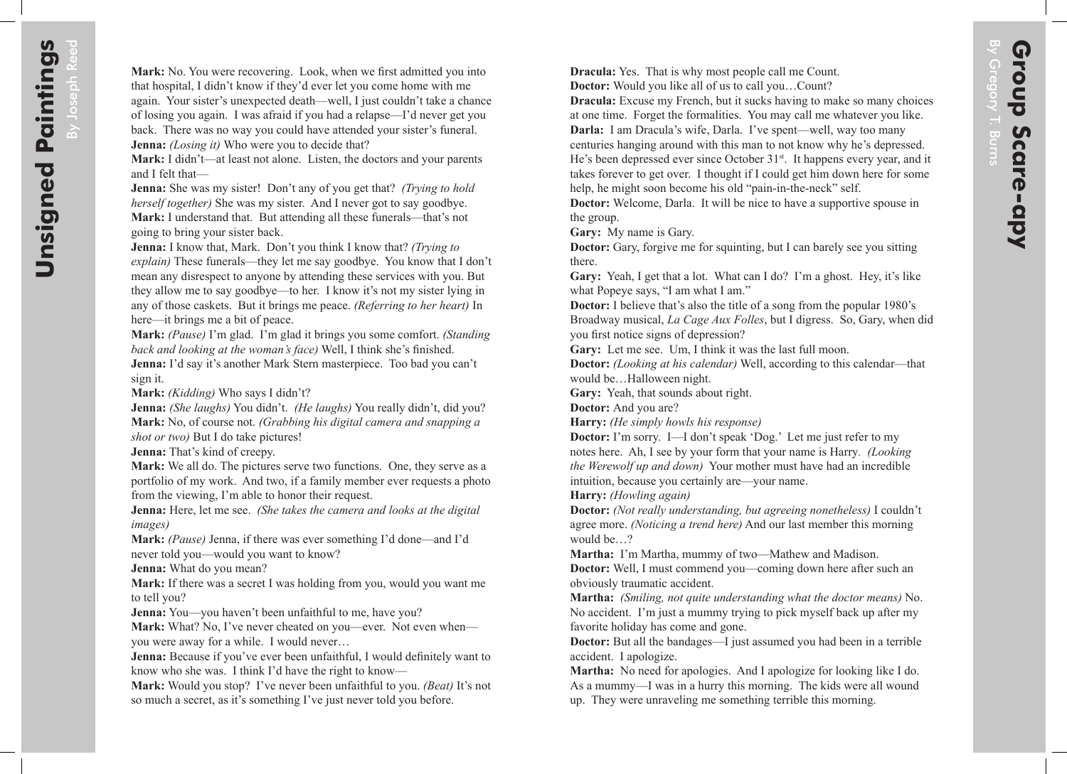**Mark:** No. You were recovering. Look, when we first admitted you into that hospital, I didn't know if they'd ever let you come home with me again. Your sister's unexpected death—well, I just couldn't take a chance of losing you again. I was afraid if you had a relapse—I'd never get you back. There was no way you could have attended your sister's funeral.

**Jenna:** *(Losing it)* Who were you to decide that?

**Mark:** I didn't—at least not alone. Listen, the doctors and your parents and I felt that—

**Jenna:** She was my sister! Don't any of you get that? *(Trying to hold herself together)* She was my sister. And I never got to say goodbye.

**Mark:** I understand that. But attending all these funerals—that's not going to bring your sister back.

**Jenna:** I know that, Mark. Don't you think I know that? *(Trying to explain)* These funerals—they let me say goodbye. You know that I don't mean any disrespect to anyone by attending these services with you. But they allow me to say goodbye—to her. I know it's not my sister lying in any of those caskets. But it brings me peace. *(Referring to her heart)* In here—it brings me a bit of peace.

**Mark:** *(Pause)* I'm glad. I'm glad it brings you some comfort. *(Standing back and looking at the woman's face)* Well, I think she's finished.

**Jenna:** I'd say it's another Mark Stern masterpiece. Too bad you can't sign it.

**Mark:** *(Kidding)* Who says I didn't?

**Jenna:** *(She laughs)* You didn't. *(He laughs)* You really didn't, did you?

**Mark:** No, of course not. *(Grabbing his digital camera and snapping a shot or two)* But I do take pictures!

**Jenna:** That's kind of creepy.

**Mark:** We all do. The pictures serve two functions. One, they serve as a portfolio of my work. And two, if a family member ever requests a photo from the viewing, I'm able to honor their request.

**Jenna:** Here, let me see. *(She takes the camera and looks at the digital images)*

**Mark:** *(Pause)* Jenna, if there was ever something I'd done—and I'd never told you—would you want to know?

**Jenna:** What do you mean?

**Mark:** If there was a secret I was holding from you, would you want me to tell you?

**Jenna:** You—you haven't been unfaithful to me, have you?

**Mark:** What? No, I've never cheated on you—ever. Not even when—you were away for a while. I would never…

**Jenna:** Because if you've ever been unfaithful, I would definitely want to know who she was. I think I'd have the right to know—

**Mark:** Would you stop? I've never been unfaithful to you. *(Beat)* It's not so much a secret, as it's something I've just never told you before.

**Dracula:** Yes. That is why most people call me Count.

**Doctor:** Would you like all of us to call you…Count?

**Dracula:** Excuse my French, but it sucks having to make so many choices at one time. Forget the formalities. You may call me whatever you like.

**Darla:** I am Dracula's wife, Darla. I've spent—well, way too many centuries hanging around with this man to not know why he's depressed. He's been depressed ever since October 31st. It happens every year, and it takes forever to get over. I thought if I could get him down here for some help, he might soon become his old "pain-in-the-neck" self.

**Doctor:** Welcome, Darla. It will be nice to have a supportive spouse in the group.

**Gary:** My name is Gary.

**Doctor:** Gary, forgive me for squinting, but I can barely see you sitting there.

**Gary:** Yeah, I get that a lot. What can I do? I'm a ghost. Hey, it's like what Popeye says, "I am what I am."

**Doctor:** I believe that's also the title of a song from the popular 1980's Broadway musical, *La Cage Aux Folles*, but I digress. So, Gary, when did you first notice signs of depression?

**Gary:** Let me see. Um, I think it was the last full moon.

**Doctor:** *(Looking at his calendar)* Well, according to this calendar—that would be…Halloween night.

**Gary:** Yeah, that sounds about right.

**Doctor:** And you are?

**Harry:** *(He simply howls his response)*

**Doctor:** I'm sorry. I—I don't speak 'Dog.' Let me just refer to my notes here. Ah, I see by your form that your name is Harry. *(Looking the Werewolf up and down)* Your mother must have had an incredible intuition, because you certainly are—your name.

**Harry:** *(Howling again)*

**Doctor:** *(Not really understanding, but agreeing nonetheless)* I couldn't agree more. *(Noticing a trend here)* And our last member this morning would be…?

**Martha:** I'm Martha, mummy of two—Mathew and Madison.

**Doctor:** Well, I must commend you—coming down here after such an obviously traumatic accident.

**Martha:** *(Smiling, not quite understanding what the doctor means)* No. No accident. I'm just a mummy trying to pick myself back up after my favorite holiday has come and gone.

**Doctor:** But all the bandages—I just assumed you had been in a terrible accident. I apologize.

**Martha:** No need for apologies. And I apologize for looking like I do. As a mummy—I was in a hurry this morning. The kids were all wound up. They were unraveling me something terrible this morning.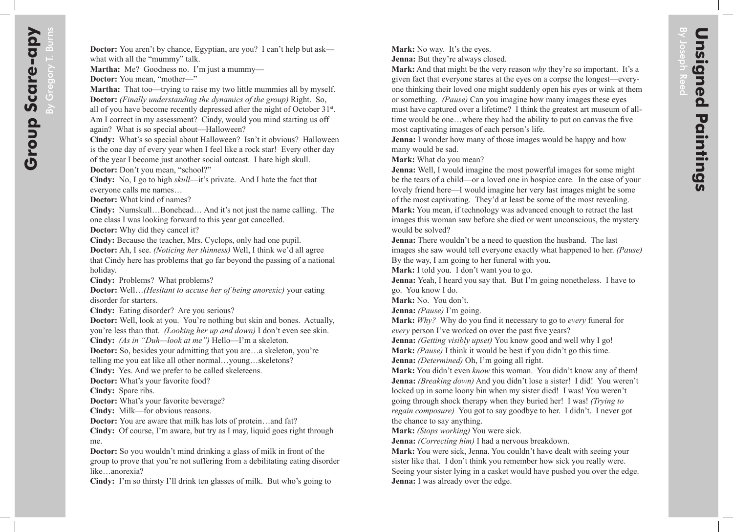# Group Scare-apy

By Gregory T. Burns

**Doctor:** You aren't by chance, Egyptian, are you? I can't help but ask—what with all the "mummy" talk.

**Martha:** Me? Goodness no. I'm just a mummy—

**Doctor:** You mean, "mother—"

**Martha:** That too—trying to raise my two little mummies all by myself.

**Doctor:** *(Finally understanding the dynamics of the group)* Right. So, all of you have become recently depressed after the night of October 31st. Am I correct in my assessment? Cindy, would you mind starting us off again? What is so special about—Halloween?

**Cindy:** What's so special about Halloween? Isn't it obvious? Halloween is the one day of every year when I feel like a rock star! Every other day of the year I become just another social outcast. I hate high skull.

**Doctor:** Don't you mean, "school?"

**Cindy:** No, I go to high *skull*—it's private. And I hate the fact that everyone calls me names…

**Doctor:** What kind of names?

**Cindy:** Numskull…Bonehead… And it's not just the name calling. The one class I was looking forward to this year got cancelled.

**Doctor:** Why did they cancel it?

**Cindy:** Because the teacher, Mrs. Cyclops, only had one pupil.

**Doctor:** Ah, I see. *(Noticing her thinness)* Well, I think we'd all agree that Cindy here has problems that go far beyond the passing of a national holiday.

**Cindy:** Problems? What problems?

**Doctor:** Well…*(Hesitant to accuse her of being anorexic)* your eating disorder for starters.

**Cindy:** Eating disorder? Are you serious?

**Doctor:** Well, look at you. You're nothing but skin and bones. Actually, you're less than that. *(Looking her up and down)* I don't even see skin.

**Cindy:** *(As in "Duh—look at me")* Hello—I'm a skeleton.

**Doctor:** So, besides your admitting that you are…a skeleton, you're telling me you eat like all other normal…young…skeletons?

**Cindy:** Yes. And we prefer to be called skeleteens.

**Doctor:** What's your favorite food?

**Cindy:** Spare ribs.

**Doctor:** What's your favorite beverage?

**Cindy:** Milk—for obvious reasons.

**Doctor:** You are aware that milk has lots of protein…and fat?

**Cindy:** Of course, I'm aware, but try as I may, liquid goes right through me.

**Doctor:** So you wouldn't mind drinking a glass of milk in front of the group to prove that you're not suffering from a debilitating eating disorder like…anorexia?

**Cindy:** I'm so thirsty I'll drink ten glasses of milk. But who's going to

# Unsigned Paintings

By Joseph Reed

**Mark:** No way. It's the eyes.

**Jenna:** But they're always closed.

**Mark:** And that might be the very reason *why* they're so important. It's a given fact that everyone stares at the eyes on a corpse the longest—everyone thinking their loved one might suddenly open his eyes or wink at them or something. *(Pause)* Can you imagine how many images these eyes must have captured over a lifetime? I think the greatest art museum of all-time would be one…where they had the ability to put on canvas the five most captivating images of each person's life.

**Jenna:** I wonder how many of those images would be happy and how many would be sad.

**Mark:** What do you mean?

**Jenna:** Well, I would imagine the most powerful images for some might be the tears of a child—or a loved one in hospice care. In the case of your lovely friend here—I would imagine her very last images might be some of the most captivating. They'd at least be some of the most revealing.

**Mark:** You mean, if technology was advanced enough to retract the last images this woman saw before she died or went unconscious, the mystery would be solved?

**Jenna:** There wouldn't be a need to question the husband. The last images she saw would tell everyone exactly what happened to her. *(Pause)* By the way, I am going to her funeral with you.

**Mark:** I told you. I don't want you to go.

**Jenna:** Yeah, I heard you say that. But I'm going nonetheless. I have to go. You know I do.

**Mark:** No. You don't.

**Jenna:** *(Pause)* I'm going.

**Mark:** *Why?* Why do you find it necessary to go to *every* funeral for *every* person I've worked on over the past five years?

**Jenna:** *(Getting visibly upset)* You know good and well why I go!

**Mark:** *(Pause)* I think it would be best if you didn't go this time.

**Jenna:** *(Determined)* Oh, I'm going all right.

**Mark:** You didn't even *know* this woman. You didn't know any of them!

**Jenna:** *(Breaking down)* And you didn't lose a sister! I did! You weren't locked up in some loony bin when my sister died! I was! You weren't going through shock therapy when they buried her! I was! *(Trying to regain composure)* You got to say goodbye to her. I didn't. I never got the chance to say anything.

**Mark:** *(Stops working)* You were sick.

**Jenna:** *(Correcting him)* I had a nervous breakdown.

**Mark:** You were sick, Jenna. You couldn't have dealt with seeing your sister like that. I don't think you remember how sick you really were. Seeing your sister lying in a casket would have pushed you over the edge.

**Jenna:** I was already over the edge.